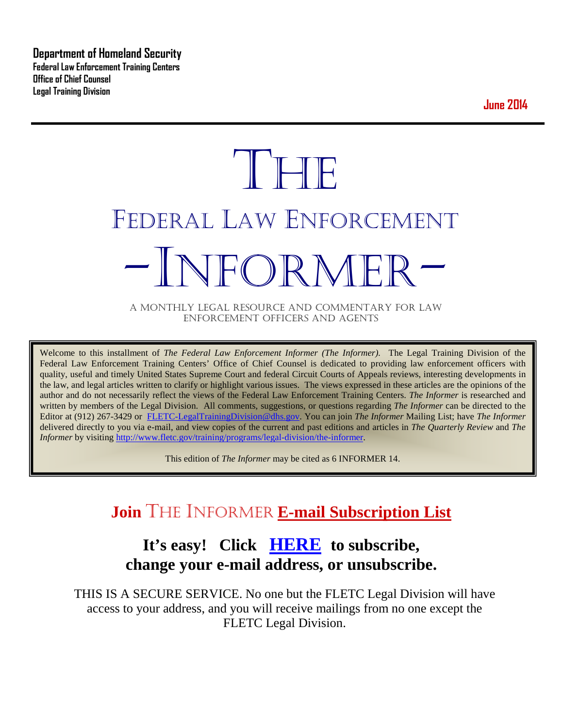**Department of Homeland Security**
**Federal Law Enforcement Training Centers**
**Office of Chief Counsel**
**Legal Training Division**

**June 2014**

# THE
# FEDERAL LAW ENFORCEMENT
# -INFORMER-

A MONTHLY LEGAL RESOURCE AND COMMENTARY FOR LAW ENFORCEMENT OFFICERS AND AGENTS

Welcome to this installment of *The Federal Law Enforcement Informer (The Informer).* The Legal Training Division of the Federal Law Enforcement Training Centers' Office of Chief Counsel is dedicated to providing law enforcement officers with quality, useful and timely United States Supreme Court and federal Circuit Courts of Appeals reviews, interesting developments in the law, and legal articles written to clarify or highlight various issues. The views expressed in these articles are the opinions of the author and do not necessarily reflect the views of the Federal Law Enforcement Training Centers. *The Informer* is researched and written by members of the Legal Division. All comments, suggestions, or questions regarding *The Informer* can be directed to the Editor at (912) 267-3429 or FLETC-LegalTrainingDivision@dhs.gov. You can join *The Informer* Mailing List; have *The Informer* delivered directly to you via e-mail, and view copies of the current and past editions and articles in *The Quarterly Review* and *The Informer* by visiting http://www.fletc.gov/training/programs/legal-division/the-informer.

This edition of *The Informer* may be cited as 6 INFORMER 14.

## Join THE INFORMER E-mail Subscription List

## It's easy! Click HERE to subscribe, change your e-mail address, or unsubscribe.

THIS IS A SECURE SERVICE. No one but the FLETC Legal Division will have access to your address, and you will receive mailings from no one except the FLETC Legal Division.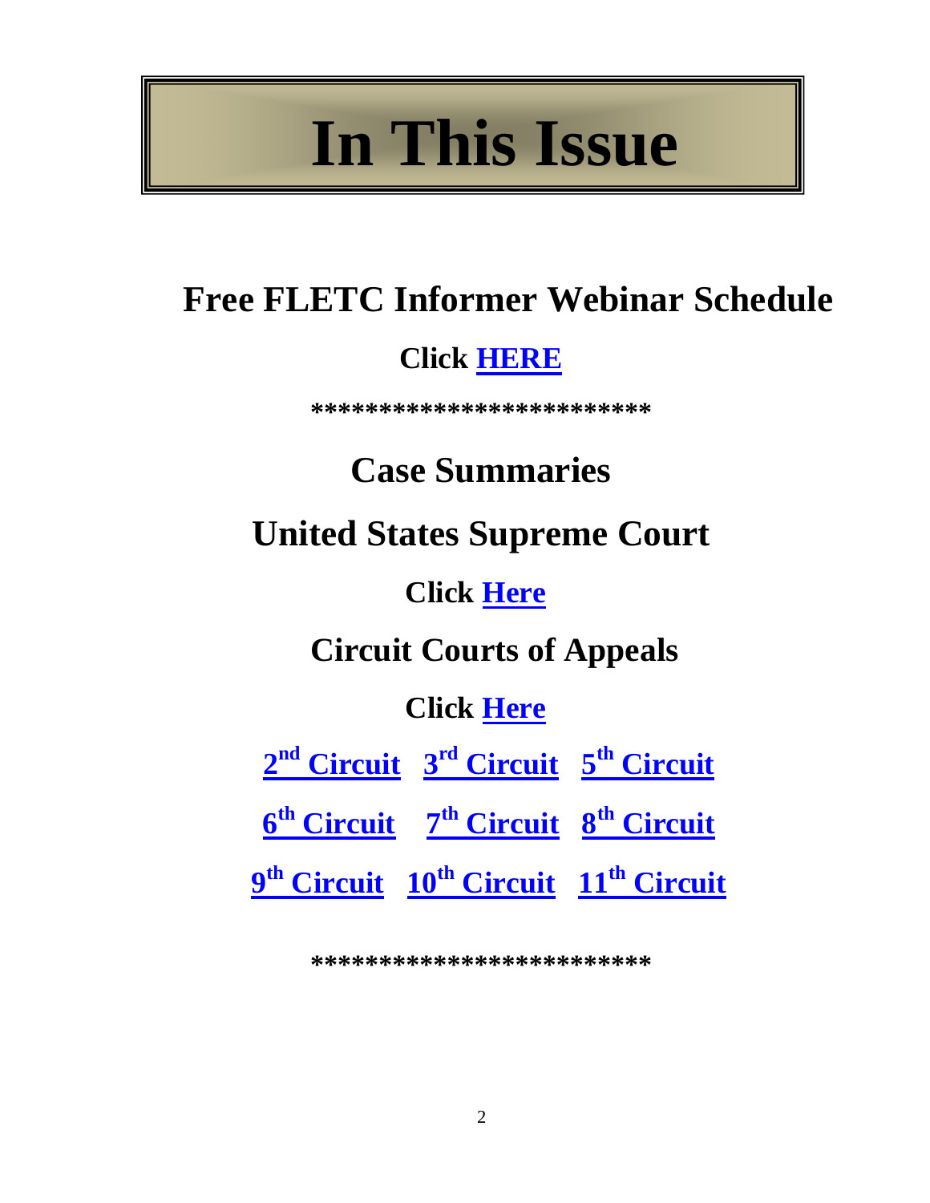# In This Issue

## Free FLETC Informer Webinar Schedule

**Click HERE**

**************************

## Case Summaries

## United States Supreme Court

**Click Here**

## Circuit Courts of Appeals

**Click Here**

**2nd Circuit** **3rd Circuit** **5th Circuit**

**6th Circuit** **7th Circuit** **8th Circuit**

**9th Circuit** **10th Circuit** **11th Circuit**

**************************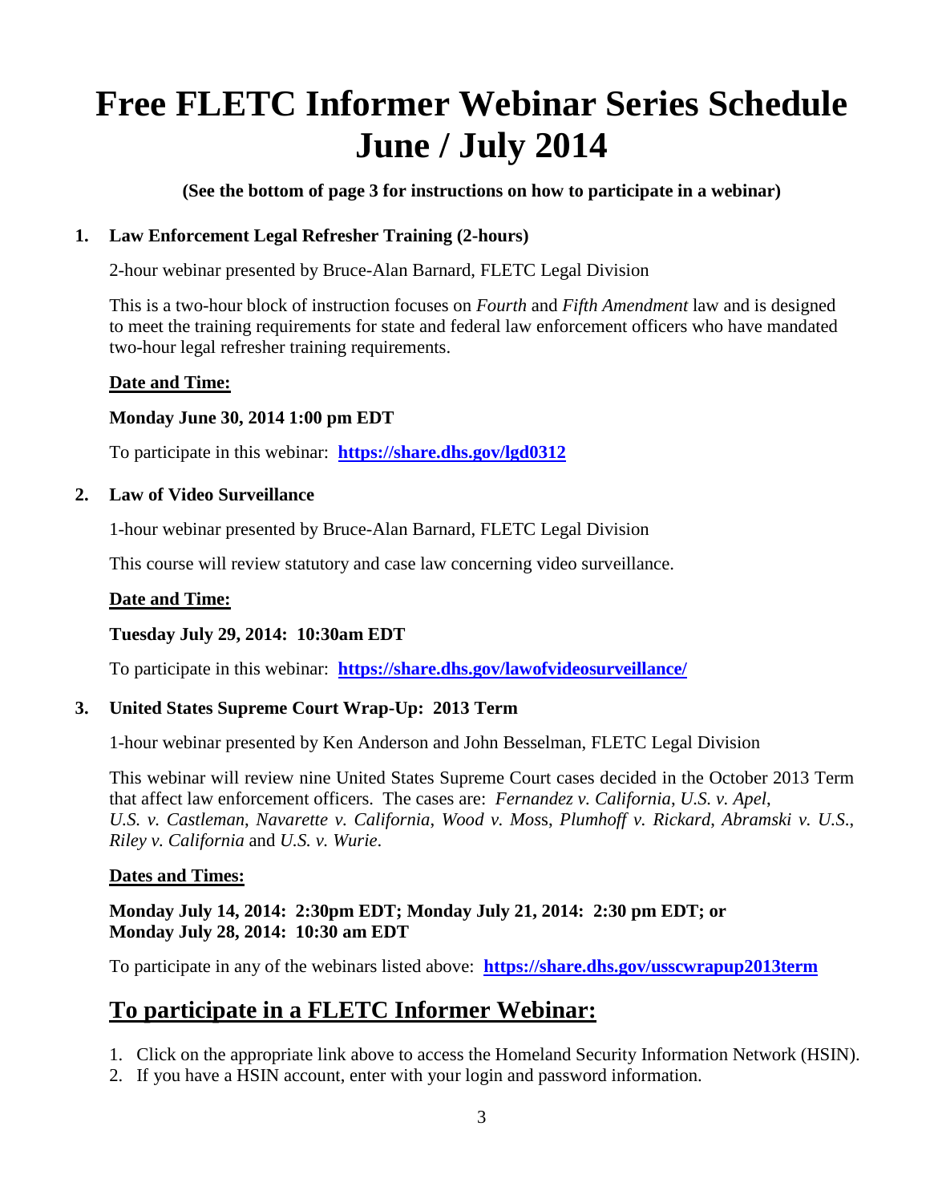# Free FLETC Informer Webinar Series Schedule June / July 2014

**(See the bottom of page 3 for instructions on how to participate in a webinar)**

1. **Law Enforcement Legal Refresher Training (2-hours)**

   2-hour webinar presented by Bruce-Alan Barnard, FLETC Legal Division

   This is a two-hour block of instruction focuses on *Fourth* and *Fifth Amendment* law and is designed to meet the training requirements for state and federal law enforcement officers who have mandated two-hour legal refresher training requirements.

   **Date and Time:**

   **Monday June 30, 2014 1:00 pm EDT**

   To participate in this webinar: **https://share.dhs.gov/lgd0312**

2. **Law of Video Surveillance**

   1-hour webinar presented by Bruce-Alan Barnard, FLETC Legal Division

   This course will review statutory and case law concerning video surveillance.

   **Date and Time:**

   **Tuesday July 29, 2014: 10:30am EDT**

   To participate in this webinar: **https://share.dhs.gov/lawofvideosurveillance/**

3. **United States Supreme Court Wrap-Up: 2013 Term**

   1-hour webinar presented by Ken Anderson and John Besselman, FLETC Legal Division

   This webinar will review nine United States Supreme Court cases decided in the October 2013 Term that affect law enforcement officers. The cases are: *Fernandez v. California*, *U.S. v. Apel*, *U.S. v. Castleman*, *Navarette v. California*, *Wood v. Moss*, *Plumhoff v. Rickard*, *Abramski v. U.S.*, *Riley v. California* and *U.S. v. Wurie*.

   **Dates and Times:**

   **Monday July 14, 2014: 2:30pm EDT; Monday July 21, 2014: 2:30 pm EDT; or Monday July 28, 2014: 10:30 am EDT**

   To participate in any of the webinars listed above: **https://share.dhs.gov/usscwrapup2013term**

## To participate in a FLETC Informer Webinar:

1. Click on the appropriate link above to access the Homeland Security Information Network (HSIN).
2. If you have a HSIN account, enter with your login and password information.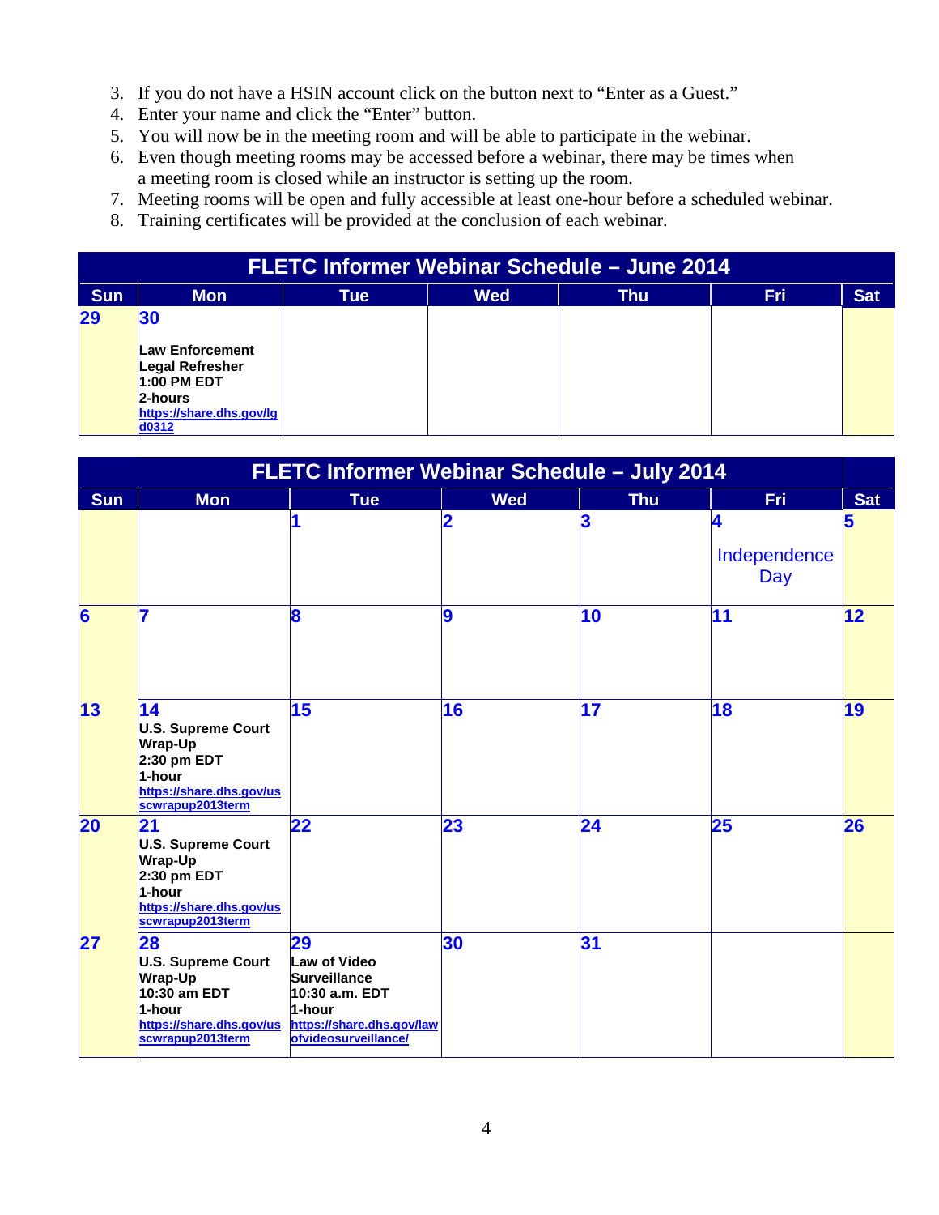3. If you do not have a HSIN account click on the button next to "Enter as a Guest."
4. Enter your name and click the "Enter" button.
5. You will now be in the meeting room and will be able to participate in the webinar.
6. Even though meeting rooms may be accessed before a webinar, there may be times when a meeting room is closed while an instructor is setting up the room.
7. Meeting rooms will be open and fully accessible at least one-hour before a scheduled webinar.
8. Training certificates will be provided at the conclusion of each webinar.

**FLETC Informer Webinar Schedule – June 2014**

| Sun | Mon | Tue | Wed | Thu | Fri | Sat |
|---|---|---|---|---|---|---|
| **29** | **30** Law Enforcement Legal Refresher 1:00 PM EDT 2-hours https://share.dhs.gov/lgd0312 | | | | | |

**FLETC Informer Webinar Schedule – July 2014**

| Sun | Mon | Tue | Wed | Thu | Fri | Sat |
|---|---|---|---|---|---|---|
| | | **1** | **2** | **3** | **4** Independence Day | **5** |
| **6** | **7** | **8** | **9** | **10** | **11** | **12** |
| **13** | **14** U.S. Supreme Court Wrap-Up 2:30 pm EDT 1-hour https://share.dhs.gov/usscwrapup2013term | **15** | **16** | **17** | **18** | **19** |
| **20** | **21** U.S. Supreme Court Wrap-Up 2:30 pm EDT 1-hour https://share.dhs.gov/usscwrapup2013term | **22** | **23** | **24** | **25** | **26** |
| **27** | **28** U.S. Supreme Court Wrap-Up 10:30 am EDT 1-hour https://share.dhs.gov/usscwrapup2013term | **29** Law of Video Surveillance 10:30 a.m. EDT 1-hour https://share.dhs.gov/lawofvideosurveillance/ | **30** | **31** | | |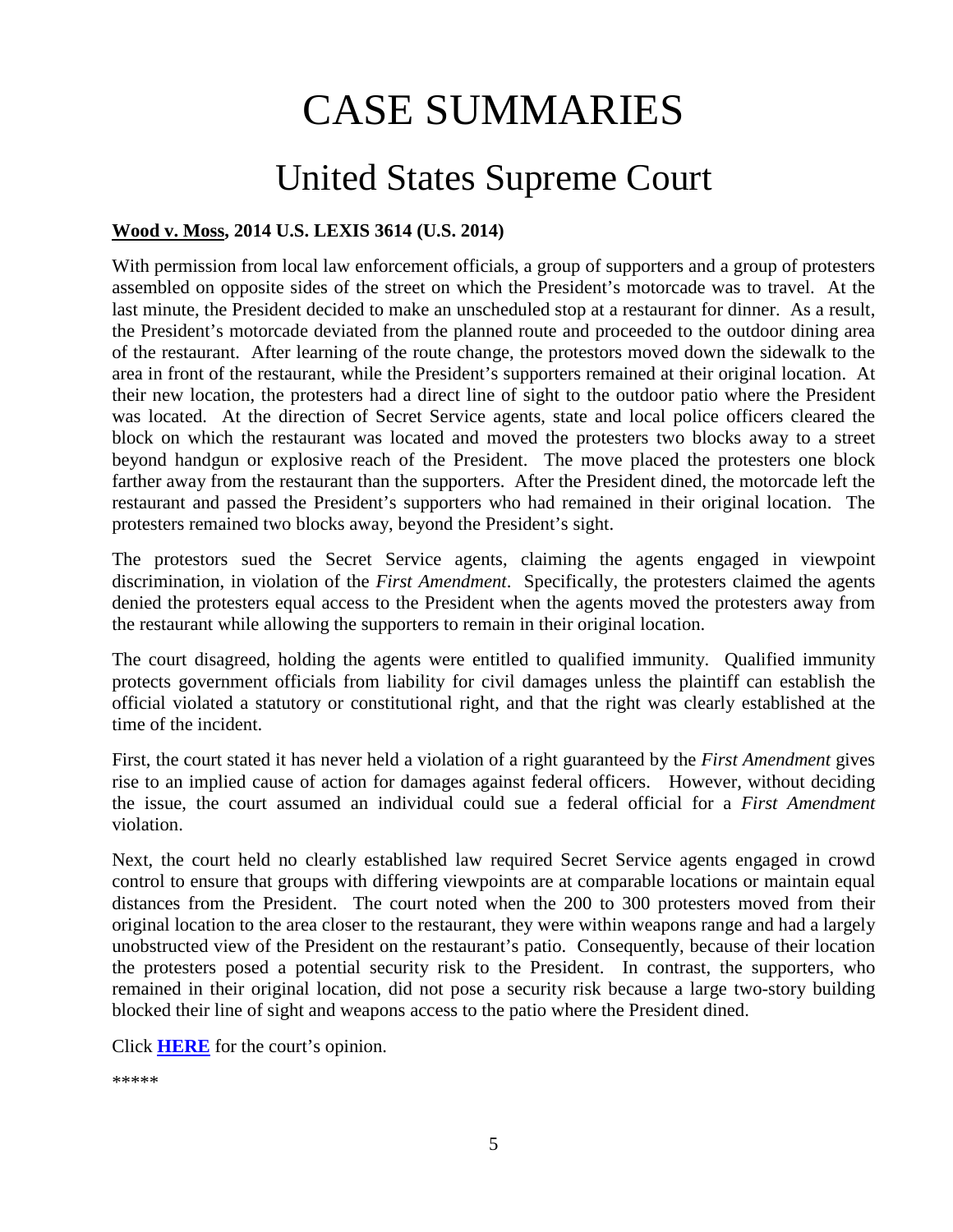# CASE SUMMARIES

## United States Supreme Court

**Wood v. Moss, 2014 U.S. LEXIS 3614 (U.S. 2014)**

With permission from local law enforcement officials, a group of supporters and a group of protesters assembled on opposite sides of the street on which the President's motorcade was to travel. At the last minute, the President decided to make an unscheduled stop at a restaurant for dinner. As a result, the President's motorcade deviated from the planned route and proceeded to the outdoor dining area of the restaurant. After learning of the route change, the protestors moved down the sidewalk to the area in front of the restaurant, while the President's supporters remained at their original location. At their new location, the protesters had a direct line of sight to the outdoor patio where the President was located. At the direction of Secret Service agents, state and local police officers cleared the block on which the restaurant was located and moved the protesters two blocks away to a street beyond handgun or explosive reach of the President. The move placed the protesters one block farther away from the restaurant than the supporters. After the President dined, the motorcade left the restaurant and passed the President's supporters who had remained in their original location. The protesters remained two blocks away, beyond the President's sight.

The protestors sued the Secret Service agents, claiming the agents engaged in viewpoint discrimination, in violation of the *First Amendment*. Specifically, the protesters claimed the agents denied the protesters equal access to the President when the agents moved the protesters away from the restaurant while allowing the supporters to remain in their original location.

The court disagreed, holding the agents were entitled to qualified immunity. Qualified immunity protects government officials from liability for civil damages unless the plaintiff can establish the official violated a statutory or constitutional right, and that the right was clearly established at the time of the incident.

First, the court stated it has never held a violation of a right guaranteed by the *First Amendment* gives rise to an implied cause of action for damages against federal officers. However, without deciding the issue, the court assumed an individual could sue a federal official for a *First Amendment* violation.

Next, the court held no clearly established law required Secret Service agents engaged in crowd control to ensure that groups with differing viewpoints are at comparable locations or maintain equal distances from the President. The court noted when the 200 to 300 protesters moved from their original location to the area closer to the restaurant, they were within weapons range and had a largely unobstructed view of the President on the restaurant's patio. Consequently, because of their location the protesters posed a potential security risk to the President. In contrast, the supporters, who remained in their original location, did not pose a security risk because a large two-story building blocked their line of sight and weapons access to the patio where the President dined.

Click **HERE** for the court's opinion.

*****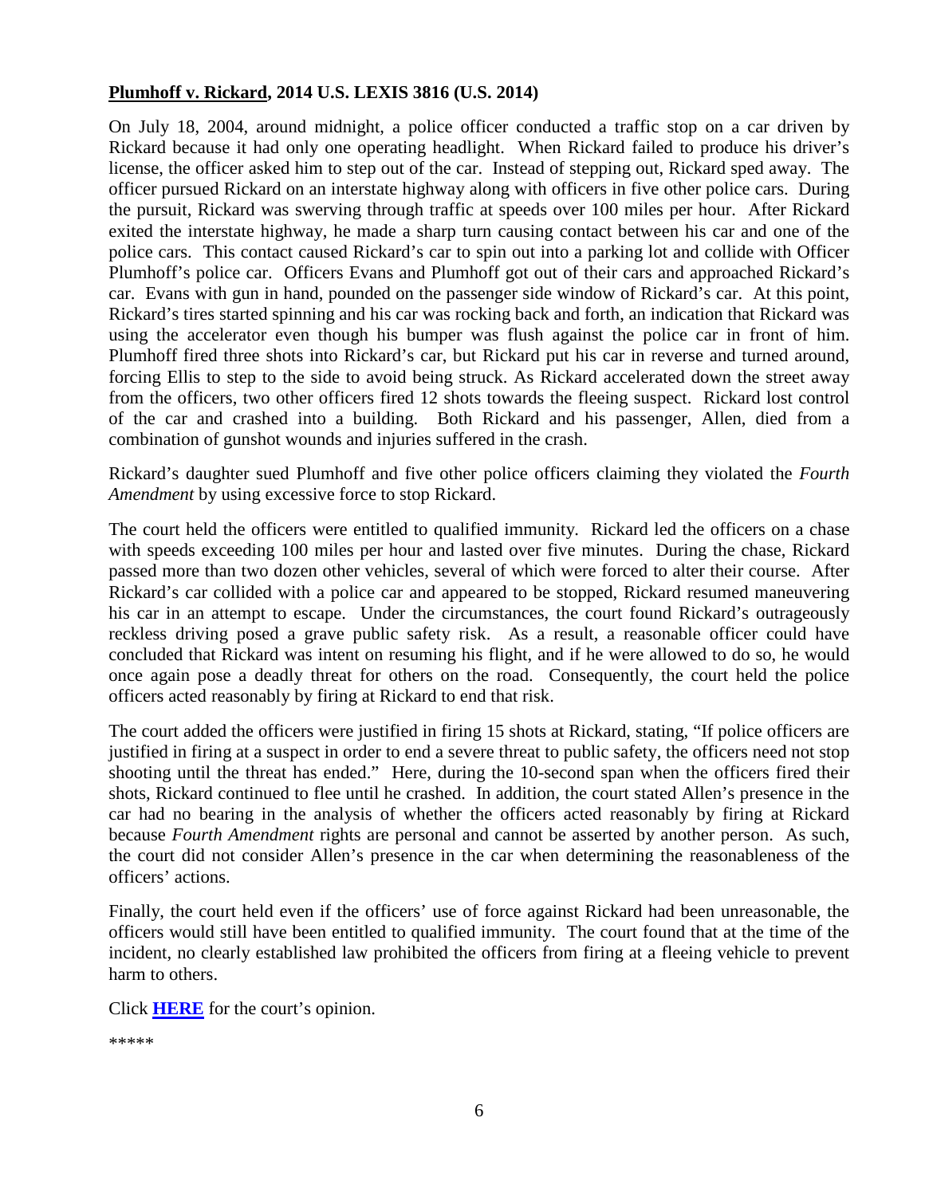**<u>Plumhoff v. Rickard</u>, 2014 U.S. LEXIS 3816 (U.S. 2014)**

On July 18, 2004, around midnight, a police officer conducted a traffic stop on a car driven by Rickard because it had only one operating headlight. When Rickard failed to produce his driver's license, the officer asked him to step out of the car. Instead of stepping out, Rickard sped away. The officer pursued Rickard on an interstate highway along with officers in five other police cars. During the pursuit, Rickard was swerving through traffic at speeds over 100 miles per hour. After Rickard exited the interstate highway, he made a sharp turn causing contact between his car and one of the police cars. This contact caused Rickard's car to spin out into a parking lot and collide with Officer Plumhoff's police car. Officers Evans and Plumhoff got out of their cars and approached Rickard's car. Evans with gun in hand, pounded on the passenger side window of Rickard's car. At this point, Rickard's tires started spinning and his car was rocking back and forth, an indication that Rickard was using the accelerator even though his bumper was flush against the police car in front of him. Plumhoff fired three shots into Rickard's car, but Rickard put his car in reverse and turned around, forcing Ellis to step to the side to avoid being struck. As Rickard accelerated down the street away from the officers, two other officers fired 12 shots towards the fleeing suspect. Rickard lost control of the car and crashed into a building. Both Rickard and his passenger, Allen, died from a combination of gunshot wounds and injuries suffered in the crash.

Rickard's daughter sued Plumhoff and five other police officers claiming they violated the *Fourth Amendment* by using excessive force to stop Rickard.

The court held the officers were entitled to qualified immunity. Rickard led the officers on a chase with speeds exceeding 100 miles per hour and lasted over five minutes. During the chase, Rickard passed more than two dozen other vehicles, several of which were forced to alter their course. After Rickard's car collided with a police car and appeared to be stopped, Rickard resumed maneuvering his car in an attempt to escape. Under the circumstances, the court found Rickard's outrageously reckless driving posed a grave public safety risk. As a result, a reasonable officer could have concluded that Rickard was intent on resuming his flight, and if he were allowed to do so, he would once again pose a deadly threat for others on the road. Consequently, the court held the police officers acted reasonably by firing at Rickard to end that risk.

The court added the officers were justified in firing 15 shots at Rickard, stating, "If police officers are justified in firing at a suspect in order to end a severe threat to public safety, the officers need not stop shooting until the threat has ended." Here, during the 10-second span when the officers fired their shots, Rickard continued to flee until he crashed. In addition, the court stated Allen's presence in the car had no bearing in the analysis of whether the officers acted reasonably by firing at Rickard because *Fourth Amendment* rights are personal and cannot be asserted by another person. As such, the court did not consider Allen's presence in the car when determining the reasonableness of the officers' actions.

Finally, the court held even if the officers' use of force against Rickard had been unreasonable, the officers would still have been entitled to qualified immunity. The court found that at the time of the incident, no clearly established law prohibited the officers from firing at a fleeing vehicle to prevent harm to others.

Click **HERE** for the court's opinion.

*****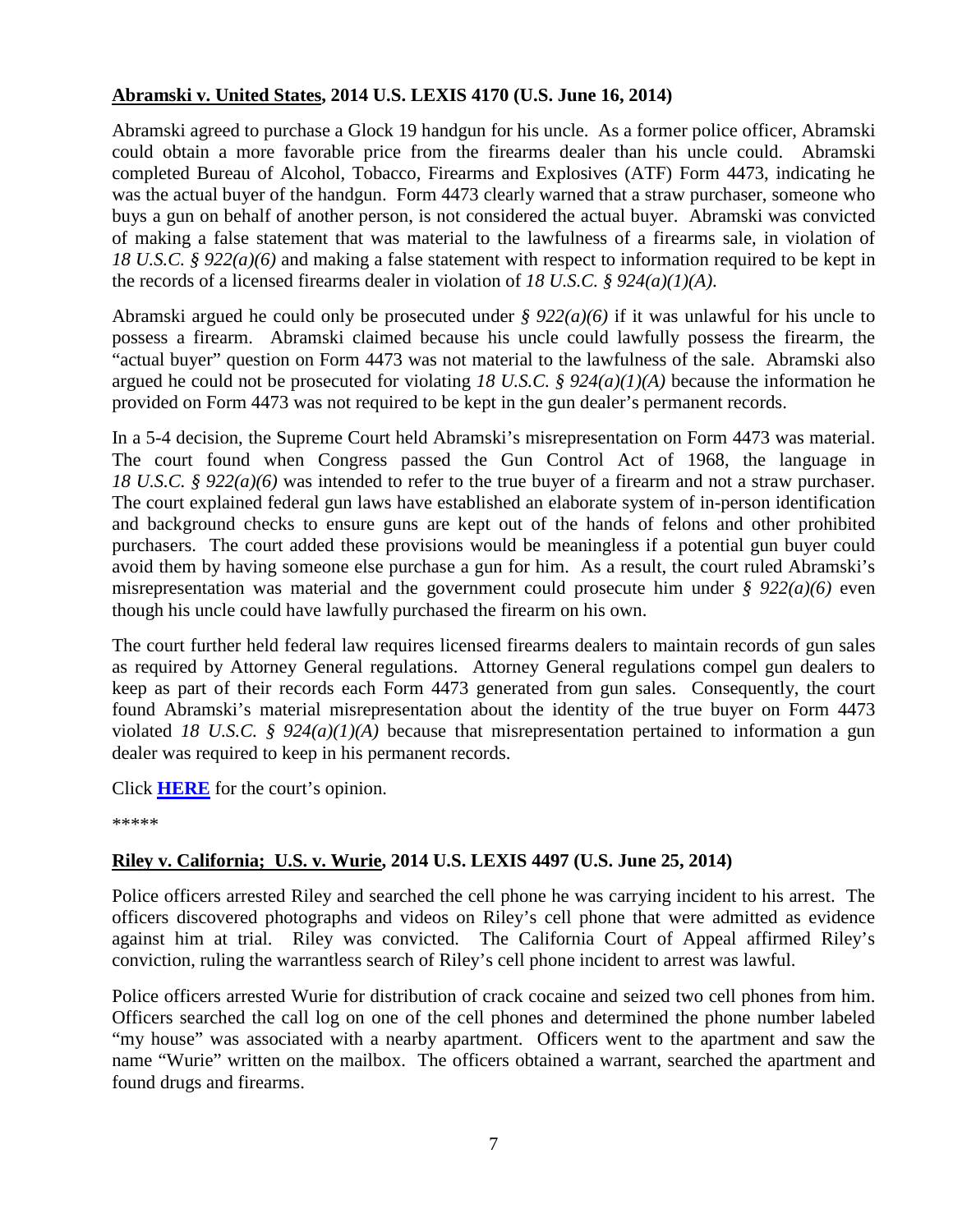**Abramski v. United States, 2014 U.S. LEXIS 4170 (U.S. June 16, 2014)**

Abramski agreed to purchase a Glock 19 handgun for his uncle. As a former police officer, Abramski could obtain a more favorable price from the firearms dealer than his uncle could. Abramski completed Bureau of Alcohol, Tobacco, Firearms and Explosives (ATF) Form 4473, indicating he was the actual buyer of the handgun. Form 4473 clearly warned that a straw purchaser, someone who buys a gun on behalf of another person, is not considered the actual buyer. Abramski was convicted of making a false statement that was material to the lawfulness of a firearms sale, in violation of *18 U.S.C. § 922(a)(6)* and making a false statement with respect to information required to be kept in the records of a licensed firearms dealer in violation of *18 U.S.C. § 924(a)(1)(A)*.

Abramski argued he could only be prosecuted under *§ 922(a)(6)* if it was unlawful for his uncle to possess a firearm. Abramski claimed because his uncle could lawfully possess the firearm, the "actual buyer" question on Form 4473 was not material to the lawfulness of the sale. Abramski also argued he could not be prosecuted for violating *18 U.S.C. § 924(a)(1)(A)* because the information he provided on Form 4473 was not required to be kept in the gun dealer's permanent records.

In a 5-4 decision, the Supreme Court held Abramski's misrepresentation on Form 4473 was material. The court found when Congress passed the Gun Control Act of 1968, the language in *18 U.S.C. § 922(a)(6)* was intended to refer to the true buyer of a firearm and not a straw purchaser. The court explained federal gun laws have established an elaborate system of in-person identification and background checks to ensure guns are kept out of the hands of felons and other prohibited purchasers. The court added these provisions would be meaningless if a potential gun buyer could avoid them by having someone else purchase a gun for him. As a result, the court ruled Abramski's misrepresentation was material and the government could prosecute him under *§ 922(a)(6)* even though his uncle could have lawfully purchased the firearm on his own.

The court further held federal law requires licensed firearms dealers to maintain records of gun sales as required by Attorney General regulations. Attorney General regulations compel gun dealers to keep as part of their records each Form 4473 generated from gun sales. Consequently, the court found Abramski's material misrepresentation about the identity of the true buyer on Form 4473 violated *18 U.S.C. § 924(a)(1)(A)* because that misrepresentation pertained to information a gun dealer was required to keep in his permanent records.

Click **HERE** for the court's opinion.

*****

**Riley v. California; U.S. v. Wurie, 2014 U.S. LEXIS 4497 (U.S. June 25, 2014)**

Police officers arrested Riley and searched the cell phone he was carrying incident to his arrest. The officers discovered photographs and videos on Riley's cell phone that were admitted as evidence against him at trial. Riley was convicted. The California Court of Appeal affirmed Riley's conviction, ruling the warrantless search of Riley's cell phone incident to arrest was lawful.

Police officers arrested Wurie for distribution of crack cocaine and seized two cell phones from him. Officers searched the call log on one of the cell phones and determined the phone number labeled "my house" was associated with a nearby apartment. Officers went to the apartment and saw the name "Wurie" written on the mailbox. The officers obtained a warrant, searched the apartment and found drugs and firearms.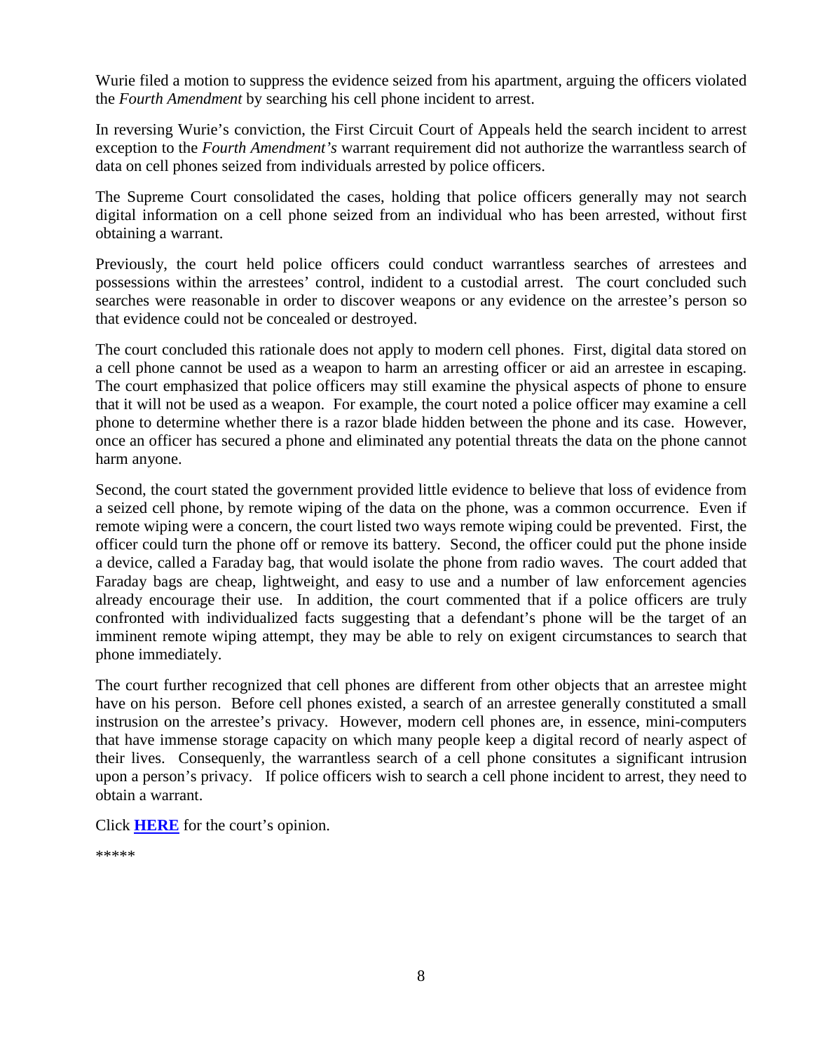Wurie filed a motion to suppress the evidence seized from his apartment, arguing the officers violated the *Fourth Amendment* by searching his cell phone incident to arrest.

In reversing Wurie's conviction, the First Circuit Court of Appeals held the search incident to arrest exception to the *Fourth Amendment's* warrant requirement did not authorize the warrantless search of data on cell phones seized from individuals arrested by police officers.

The Supreme Court consolidated the cases, holding that police officers generally may not search digital information on a cell phone seized from an individual who has been arrested, without first obtaining a warrant.

Previously, the court held police officers could conduct warrantless searches of arrestees and possessions within the arrestees' control, indident to a custodial arrest. The court concluded such searches were reasonable in order to discover weapons or any evidence on the arrestee's person so that evidence could not be concealed or destroyed.

The court concluded this rationale does not apply to modern cell phones. First, digital data stored on a cell phone cannot be used as a weapon to harm an arresting officer or aid an arrestee in escaping. The court emphasized that police officers may still examine the physical aspects of phone to ensure that it will not be used as a weapon. For example, the court noted a police officer may examine a cell phone to determine whether there is a razor blade hidden between the phone and its case. However, once an officer has secured a phone and eliminated any potential threats the data on the phone cannot harm anyone.

Second, the court stated the government provided little evidence to believe that loss of evidence from a seized cell phone, by remote wiping of the data on the phone, was a common occurrence. Even if remote wiping were a concern, the court listed two ways remote wiping could be prevented. First, the officer could turn the phone off or remove its battery. Second, the officer could put the phone inside a device, called a Faraday bag, that would isolate the phone from radio waves. The court added that Faraday bags are cheap, lightweight, and easy to use and a number of law enforcement agencies already encourage their use. In addition, the court commented that if a police officers are truly confronted with individualized facts suggesting that a defendant's phone will be the target of an imminent remote wiping attempt, they may be able to rely on exigent circumstances to search that phone immediately.

The court further recognized that cell phones are different from other objects that an arrestee might have on his person. Before cell phones existed, a search of an arrestee generally constituted a small instrusion on the arrestee's privacy. However, modern cell phones are, in essence, mini-computers that have immense storage capacity on which many people keep a digital record of nearly aspect of their lives. Consequenly, the warrantless search of a cell phone consitutes a significant intrusion upon a person's privacy. If police officers wish to search a cell phone incident to arrest, they need to obtain a warrant.

Click **HERE** for the court's opinion.

*****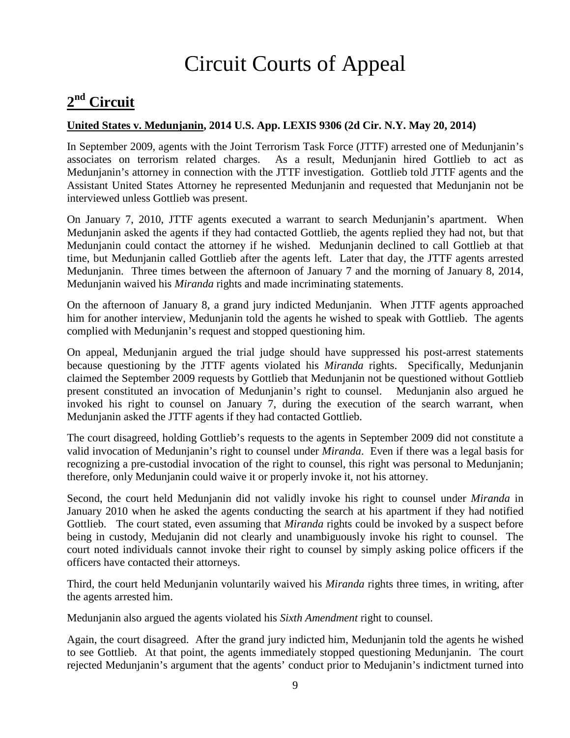# Circuit Courts of Appeal

## 2nd Circuit

**United States v. Medunjanin, 2014 U.S. App. LEXIS 9306 (2d Cir. N.Y. May 20, 2014)**

In September 2009, agents with the Joint Terrorism Task Force (JTTF) arrested one of Medunjanin's associates on terrorism related charges. As a result, Medunjanin hired Gottlieb to act as Medunjanin's attorney in connection with the JTTF investigation. Gottlieb told JTTF agents and the Assistant United States Attorney he represented Medunjanin and requested that Medunjanin not be interviewed unless Gottlieb was present.

On January 7, 2010, JTTF agents executed a warrant to search Medunjanin's apartment. When Medunjanin asked the agents if they had contacted Gottlieb, the agents replied they had not, but that Medunjanin could contact the attorney if he wished. Medunjanin declined to call Gottlieb at that time, but Medunjanin called Gottlieb after the agents left. Later that day, the JTTF agents arrested Medunjanin. Three times between the afternoon of January 7 and the morning of January 8, 2014, Medunjanin waived his *Miranda* rights and made incriminating statements.

On the afternoon of January 8, a grand jury indicted Medunjanin. When JTTF agents approached him for another interview, Medunjanin told the agents he wished to speak with Gottlieb. The agents complied with Medunjanin's request and stopped questioning him.

On appeal, Medunjanin argued the trial judge should have suppressed his post-arrest statements because questioning by the JTTF agents violated his *Miranda* rights. Specifically, Medunjanin claimed the September 2009 requests by Gottlieb that Medunjanin not be questioned without Gottlieb present constituted an invocation of Medunjanin's right to counsel. Medunjanin also argued he invoked his right to counsel on January 7, during the execution of the search warrant, when Medunjanin asked the JTTF agents if they had contacted Gottlieb.

The court disagreed, holding Gottlieb's requests to the agents in September 2009 did not constitute a valid invocation of Medunjanin's right to counsel under *Miranda*. Even if there was a legal basis for recognizing a pre-custodial invocation of the right to counsel, this right was personal to Medunjanin; therefore, only Medunjanin could waive it or properly invoke it, not his attorney.

Second, the court held Medunjanin did not validly invoke his right to counsel under *Miranda* in January 2010 when he asked the agents conducting the search at his apartment if they had notified Gottlieb. The court stated, even assuming that *Miranda* rights could be invoked by a suspect before being in custody, Medujanin did not clearly and unambiguously invoke his right to counsel. The court noted individuals cannot invoke their right to counsel by simply asking police officers if the officers have contacted their attorneys.

Third, the court held Medunjanin voluntarily waived his *Miranda* rights three times, in writing, after the agents arrested him.

Medunjanin also argued the agents violated his *Sixth Amendment* right to counsel.

Again, the court disagreed. After the grand jury indicted him, Medunjanin told the agents he wished to see Gottlieb. At that point, the agents immediately stopped questioning Medunjanin. The court rejected Medunjanin's argument that the agents' conduct prior to Medujanin's indictment turned into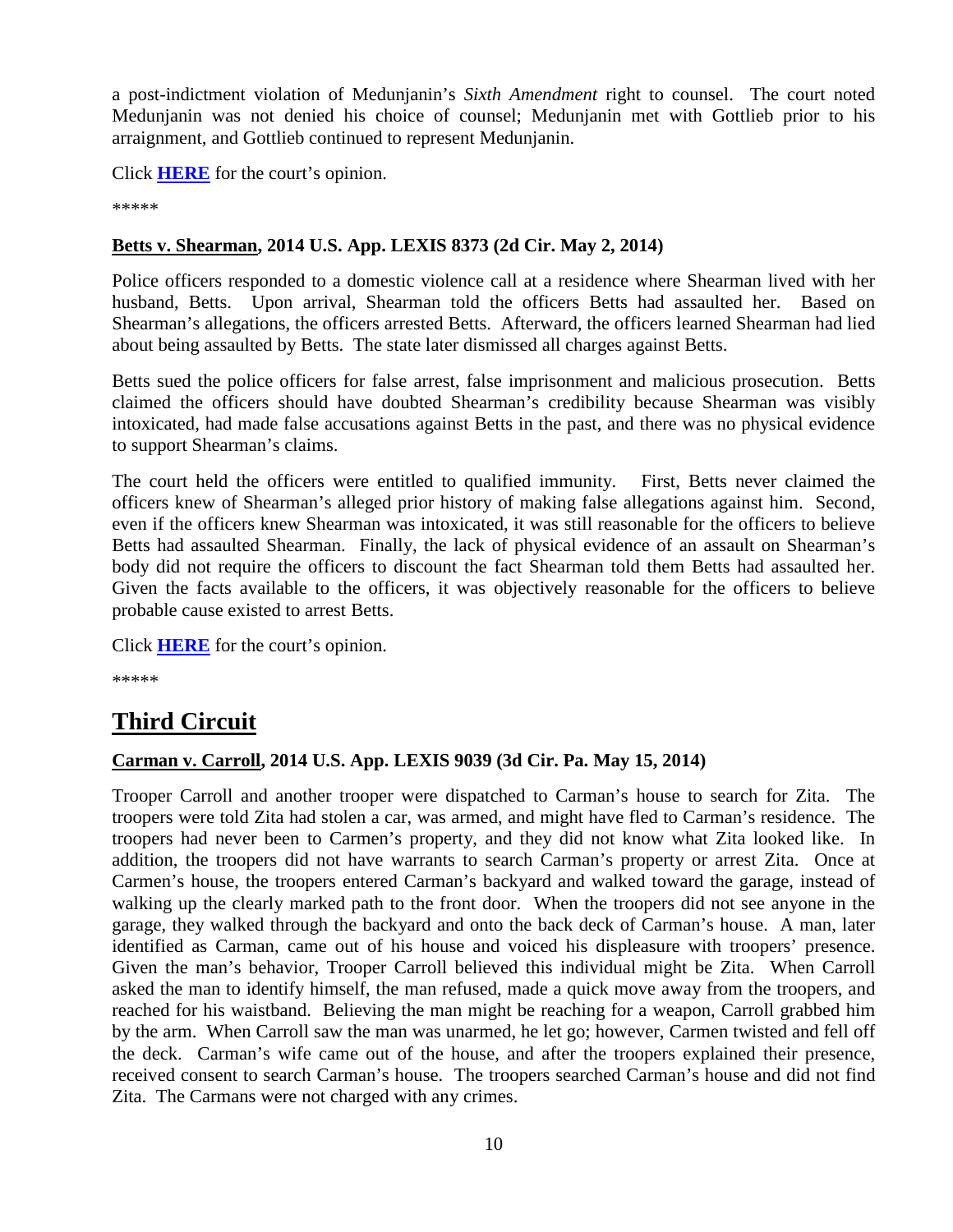a post-indictment violation of Medunjanin's *Sixth Amendment* right to counsel. The court noted Medunjanin was not denied his choice of counsel; Medunjanin met with Gottlieb prior to his arraignment, and Gottlieb continued to represent Medunjanin.

Click **HERE** for the court's opinion.

*****

### Betts v. Shearman, 2014 U.S. App. LEXIS 8373 (2d Cir. May 2, 2014)

Police officers responded to a domestic violence call at a residence where Shearman lived with her husband, Betts. Upon arrival, Shearman told the officers Betts had assaulted her. Based on Shearman's allegations, the officers arrested Betts. Afterward, the officers learned Shearman had lied about being assaulted by Betts. The state later dismissed all charges against Betts.

Betts sued the police officers for false arrest, false imprisonment and malicious prosecution. Betts claimed the officers should have doubted Shearman's credibility because Shearman was visibly intoxicated, had made false accusations against Betts in the past, and there was no physical evidence to support Shearman's claims.

The court held the officers were entitled to qualified immunity. First, Betts never claimed the officers knew of Shearman's alleged prior history of making false allegations against him. Second, even if the officers knew Shearman was intoxicated, it was still reasonable for the officers to believe Betts had assaulted Shearman. Finally, the lack of physical evidence of an assault on Shearman's body did not require the officers to discount the fact Shearman told them Betts had assaulted her. Given the facts available to the officers, it was objectively reasonable for the officers to believe probable cause existed to arrest Betts.

Click **HERE** for the court's opinion.

*****

## Third Circuit

### Carman v. Carroll, 2014 U.S. App. LEXIS 9039 (3d Cir. Pa. May 15, 2014)

Trooper Carroll and another trooper were dispatched to Carman's house to search for Zita. The troopers were told Zita had stolen a car, was armed, and might have fled to Carman's residence. The troopers had never been to Carmen's property, and they did not know what Zita looked like. In addition, the troopers did not have warrants to search Carman's property or arrest Zita. Once at Carmen's house, the troopers entered Carman's backyard and walked toward the garage, instead of walking up the clearly marked path to the front door. When the troopers did not see anyone in the garage, they walked through the backyard and onto the back deck of Carman's house. A man, later identified as Carman, came out of his house and voiced his displeasure with troopers' presence. Given the man's behavior, Trooper Carroll believed this individual might be Zita. When Carroll asked the man to identify himself, the man refused, made a quick move away from the troopers, and reached for his waistband. Believing the man might be reaching for a weapon, Carroll grabbed him by the arm. When Carroll saw the man was unarmed, he let go; however, Carmen twisted and fell off the deck. Carman's wife came out of the house, and after the troopers explained their presence, received consent to search Carman's house. The troopers searched Carman's house and did not find Zita. The Carmans were not charged with any crimes.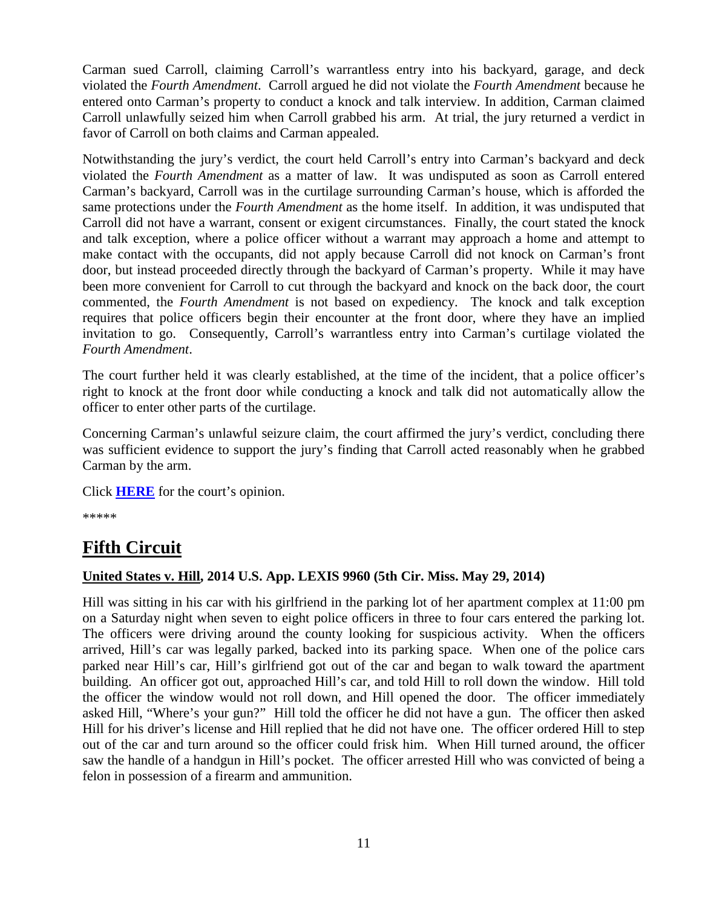Carman sued Carroll, claiming Carroll's warrantless entry into his backyard, garage, and deck violated the *Fourth Amendment*. Carroll argued he did not violate the *Fourth Amendment* because he entered onto Carman's property to conduct a knock and talk interview. In addition, Carman claimed Carroll unlawfully seized him when Carroll grabbed his arm. At trial, the jury returned a verdict in favor of Carroll on both claims and Carman appealed.

Notwithstanding the jury's verdict, the court held Carroll's entry into Carman's backyard and deck violated the *Fourth Amendment* as a matter of law. It was undisputed as soon as Carroll entered Carman's backyard, Carroll was in the curtilage surrounding Carman's house, which is afforded the same protections under the *Fourth Amendment* as the home itself. In addition, it was undisputed that Carroll did not have a warrant, consent or exigent circumstances. Finally, the court stated the knock and talk exception, where a police officer without a warrant may approach a home and attempt to make contact with the occupants, did not apply because Carroll did not knock on Carman's front door, but instead proceeded directly through the backyard of Carman's property. While it may have been more convenient for Carroll to cut through the backyard and knock on the back door, the court commented, the *Fourth Amendment* is not based on expediency. The knock and talk exception requires that police officers begin their encounter at the front door, where they have an implied invitation to go. Consequently, Carroll's warrantless entry into Carman's curtilage violated the *Fourth Amendment*.

The court further held it was clearly established, at the time of the incident, that a police officer's right to knock at the front door while conducting a knock and talk did not automatically allow the officer to enter other parts of the curtilage.

Concerning Carman's unlawful seizure claim, the court affirmed the jury's verdict, concluding there was sufficient evidence to support the jury's finding that Carroll acted reasonably when he grabbed Carman by the arm.

Click **HERE** for the court's opinion.

*****

# Fifth Circuit

### United States v. Hill, 2014 U.S. App. LEXIS 9960 (5th Cir. Miss. May 29, 2014)

Hill was sitting in his car with his girlfriend in the parking lot of her apartment complex at 11:00 pm on a Saturday night when seven to eight police officers in three to four cars entered the parking lot. The officers were driving around the county looking for suspicious activity. When the officers arrived, Hill's car was legally parked, backed into its parking space. When one of the police cars parked near Hill's car, Hill's girlfriend got out of the car and began to walk toward the apartment building. An officer got out, approached Hill's car, and told Hill to roll down the window. Hill told the officer the window would not roll down, and Hill opened the door. The officer immediately asked Hill, "Where's your gun?" Hill told the officer he did not have a gun. The officer then asked Hill for his driver's license and Hill replied that he did not have one. The officer ordered Hill to step out of the car and turn around so the officer could frisk him. When Hill turned around, the officer saw the handle of a handgun in Hill's pocket. The officer arrested Hill who was convicted of being a felon in possession of a firearm and ammunition.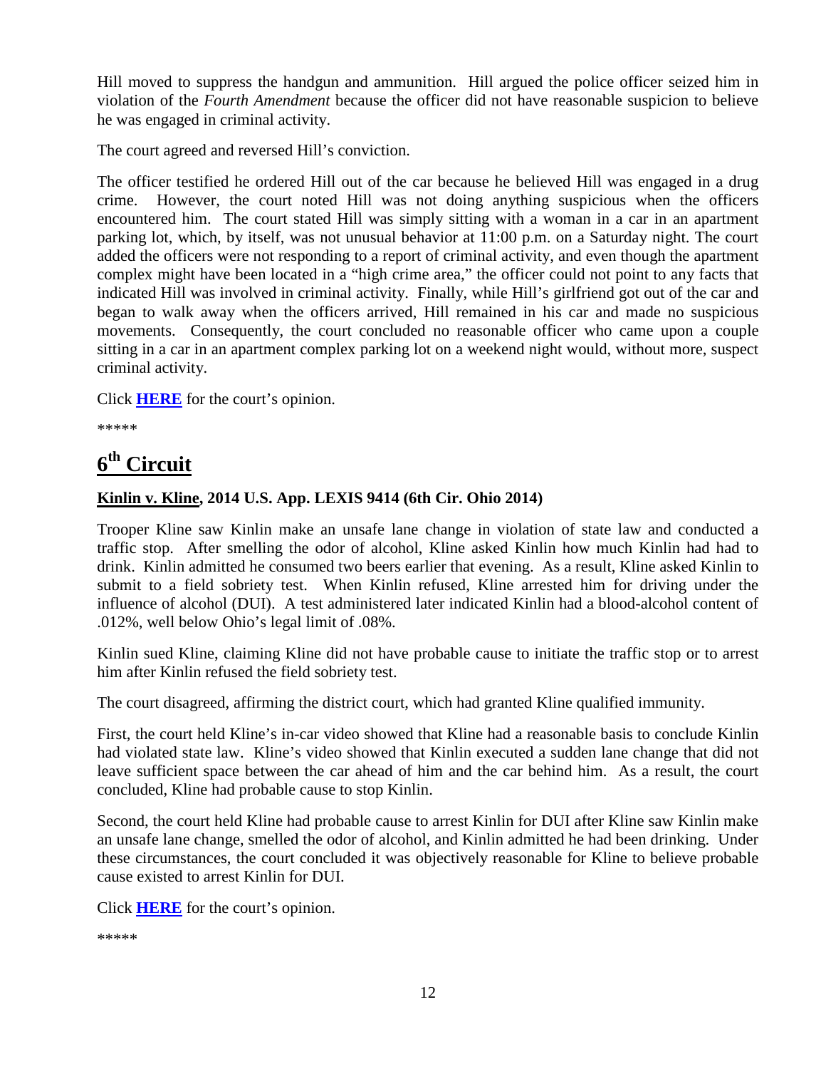Hill moved to suppress the handgun and ammunition. Hill argued the police officer seized him in violation of the *Fourth Amendment* because the officer did not have reasonable suspicion to believe he was engaged in criminal activity.

The court agreed and reversed Hill's conviction.

The officer testified he ordered Hill out of the car because he believed Hill was engaged in a drug crime. However, the court noted Hill was not doing anything suspicious when the officers encountered him. The court stated Hill was simply sitting with a woman in a car in an apartment parking lot, which, by itself, was not unusual behavior at 11:00 p.m. on a Saturday night. The court added the officers were not responding to a report of criminal activity, and even though the apartment complex might have been located in a "high crime area," the officer could not point to any facts that indicated Hill was involved in criminal activity. Finally, while Hill's girlfriend got out of the car and began to walk away when the officers arrived, Hill remained in his car and made no suspicious movements. Consequently, the court concluded no reasonable officer who came upon a couple sitting in a car in an apartment complex parking lot on a weekend night would, without more, suspect criminal activity.

Click **HERE** for the court's opinion.

*****

# 6th Circuit

### Kinlin v. Kline, 2014 U.S. App. LEXIS 9414 (6th Cir. Ohio 2014)

Trooper Kline saw Kinlin make an unsafe lane change in violation of state law and conducted a traffic stop. After smelling the odor of alcohol, Kline asked Kinlin how much Kinlin had had to drink. Kinlin admitted he consumed two beers earlier that evening. As a result, Kline asked Kinlin to submit to a field sobriety test. When Kinlin refused, Kline arrested him for driving under the influence of alcohol (DUI). A test administered later indicated Kinlin had a blood-alcohol content of .012%, well below Ohio's legal limit of .08%.

Kinlin sued Kline, claiming Kline did not have probable cause to initiate the traffic stop or to arrest him after Kinlin refused the field sobriety test.

The court disagreed, affirming the district court, which had granted Kline qualified immunity.

First, the court held Kline's in-car video showed that Kline had a reasonable basis to conclude Kinlin had violated state law. Kline's video showed that Kinlin executed a sudden lane change that did not leave sufficient space between the car ahead of him and the car behind him. As a result, the court concluded, Kline had probable cause to stop Kinlin.

Second, the court held Kline had probable cause to arrest Kinlin for DUI after Kline saw Kinlin make an unsafe lane change, smelled the odor of alcohol, and Kinlin admitted he had been drinking. Under these circumstances, the court concluded it was objectively reasonable for Kline to believe probable cause existed to arrest Kinlin for DUI.

Click **HERE** for the court's opinion.

*****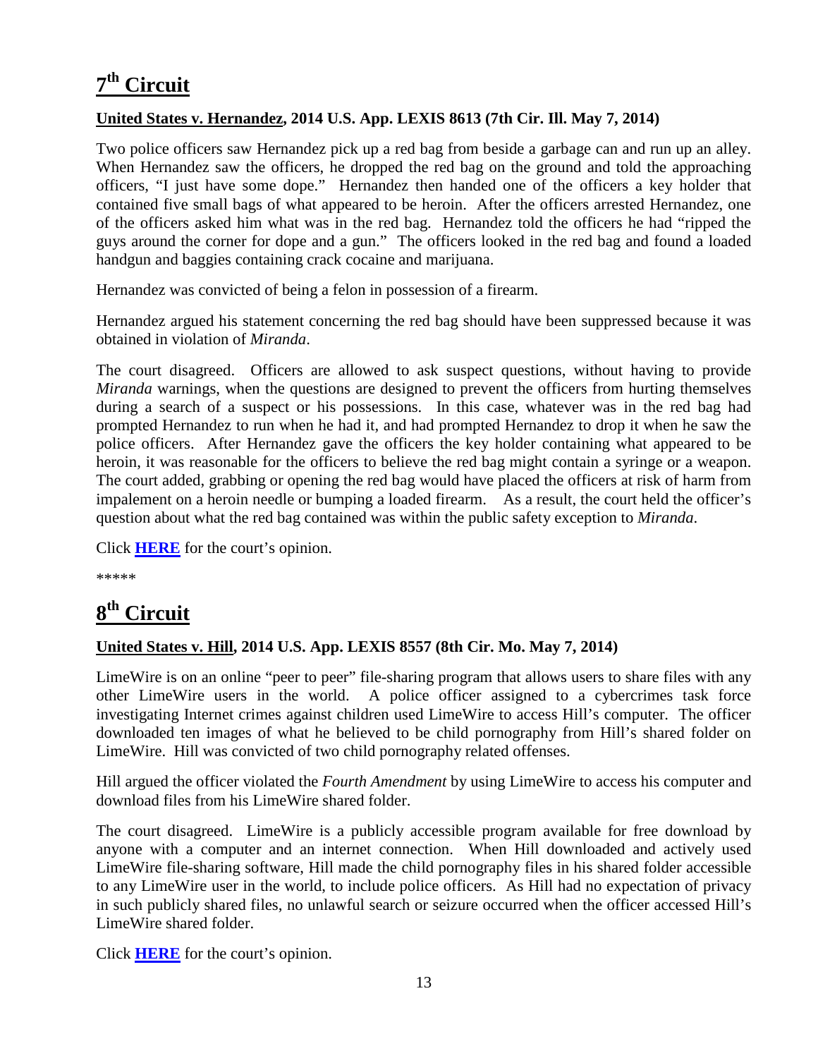# 7th Circuit

### United States v. Hernandez, 2014 U.S. App. LEXIS 8613 (7th Cir. Ill. May 7, 2014)

Two police officers saw Hernandez pick up a red bag from beside a garbage can and run up an alley. When Hernandez saw the officers, he dropped the red bag on the ground and told the approaching officers, "I just have some dope." Hernandez then handed one of the officers a key holder that contained five small bags of what appeared to be heroin. After the officers arrested Hernandez, one of the officers asked him what was in the red bag. Hernandez told the officers he had "ripped the guys around the corner for dope and a gun." The officers looked in the red bag and found a loaded handgun and baggies containing crack cocaine and marijuana.

Hernandez was convicted of being a felon in possession of a firearm.

Hernandez argued his statement concerning the red bag should have been suppressed because it was obtained in violation of *Miranda*.

The court disagreed. Officers are allowed to ask suspect questions, without having to provide *Miranda* warnings, when the questions are designed to prevent the officers from hurting themselves during a search of a suspect or his possessions. In this case, whatever was in the red bag had prompted Hernandez to run when he had it, and had prompted Hernandez to drop it when he saw the police officers. After Hernandez gave the officers the key holder containing what appeared to be heroin, it was reasonable for the officers to believe the red bag might contain a syringe or a weapon. The court added, grabbing or opening the red bag would have placed the officers at risk of harm from impalement on a heroin needle or bumping a loaded firearm. As a result, the court held the officer's question about what the red bag contained was within the public safety exception to *Miranda*.

Click **HERE** for the court's opinion.

*****

# 8th Circuit

### United States v. Hill, 2014 U.S. App. LEXIS 8557 (8th Cir. Mo. May 7, 2014)

LimeWire is on an online "peer to peer" file-sharing program that allows users to share files with any other LimeWire users in the world. A police officer assigned to a cybercrimes task force investigating Internet crimes against children used LimeWire to access Hill's computer. The officer downloaded ten images of what he believed to be child pornography from Hill's shared folder on LimeWire. Hill was convicted of two child pornography related offenses.

Hill argued the officer violated the *Fourth Amendment* by using LimeWire to access his computer and download files from his LimeWire shared folder.

The court disagreed. LimeWire is a publicly accessible program available for free download by anyone with a computer and an internet connection. When Hill downloaded and actively used LimeWire file-sharing software, Hill made the child pornography files in his shared folder accessible to any LimeWire user in the world, to include police officers. As Hill had no expectation of privacy in such publicly shared files, no unlawful search or seizure occurred when the officer accessed Hill's LimeWire shared folder.

Click **HERE** for the court's opinion.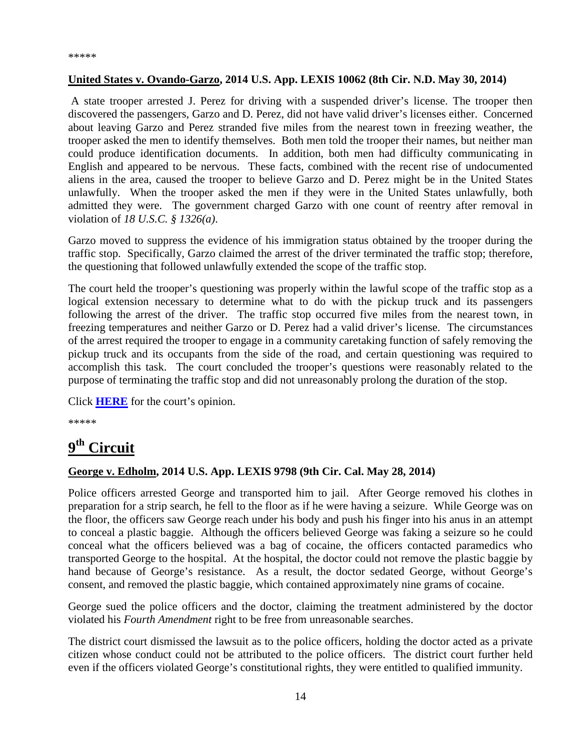*****

**United States v. Ovando-Garzo, 2014 U.S. App. LEXIS 10062 (8th Cir. N.D. May 30, 2014)**

A state trooper arrested J. Perez for driving with a suspended driver's license. The trooper then discovered the passengers, Garzo and D. Perez, did not have valid driver's licenses either. Concerned about leaving Garzo and Perez stranded five miles from the nearest town in freezing weather, the trooper asked the men to identify themselves. Both men told the trooper their names, but neither man could produce identification documents. In addition, both men had difficulty communicating in English and appeared to be nervous. These facts, combined with the recent rise of undocumented aliens in the area, caused the trooper to believe Garzo and D. Perez might be in the United States unlawfully. When the trooper asked the men if they were in the United States unlawfully, both admitted they were. The government charged Garzo with one count of reentry after removal in violation of *18 U.S.C. § 1326(a)*.

Garzo moved to suppress the evidence of his immigration status obtained by the trooper during the traffic stop. Specifically, Garzo claimed the arrest of the driver terminated the traffic stop; therefore, the questioning that followed unlawfully extended the scope of the traffic stop.

The court held the trooper's questioning was properly within the lawful scope of the traffic stop as a logical extension necessary to determine what to do with the pickup truck and its passengers following the arrest of the driver. The traffic stop occurred five miles from the nearest town, in freezing temperatures and neither Garzo or D. Perez had a valid driver's license. The circumstances of the arrest required the trooper to engage in a community caretaking function of safely removing the pickup truck and its occupants from the side of the road, and certain questioning was required to accomplish this task. The court concluded the trooper's questions were reasonably related to the purpose of terminating the traffic stop and did not unreasonably prolong the duration of the stop.

Click **HERE** for the court's opinion.

*****

# 9th Circuit

**George v. Edholm, 2014 U.S. App. LEXIS 9798 (9th Cir. Cal. May 28, 2014)**

Police officers arrested George and transported him to jail. After George removed his clothes in preparation for a strip search, he fell to the floor as if he were having a seizure. While George was on the floor, the officers saw George reach under his body and push his finger into his anus in an attempt to conceal a plastic baggie. Although the officers believed George was faking a seizure so he could conceal what the officers believed was a bag of cocaine, the officers contacted paramedics who transported George to the hospital. At the hospital, the doctor could not remove the plastic baggie by hand because of George's resistance. As a result, the doctor sedated George, without George's consent, and removed the plastic baggie, which contained approximately nine grams of cocaine.

George sued the police officers and the doctor, claiming the treatment administered by the doctor violated his *Fourth Amendment* right to be free from unreasonable searches.

The district court dismissed the lawsuit as to the police officers, holding the doctor acted as a private citizen whose conduct could not be attributed to the police officers. The district court further held even if the officers violated George's constitutional rights, they were entitled to qualified immunity.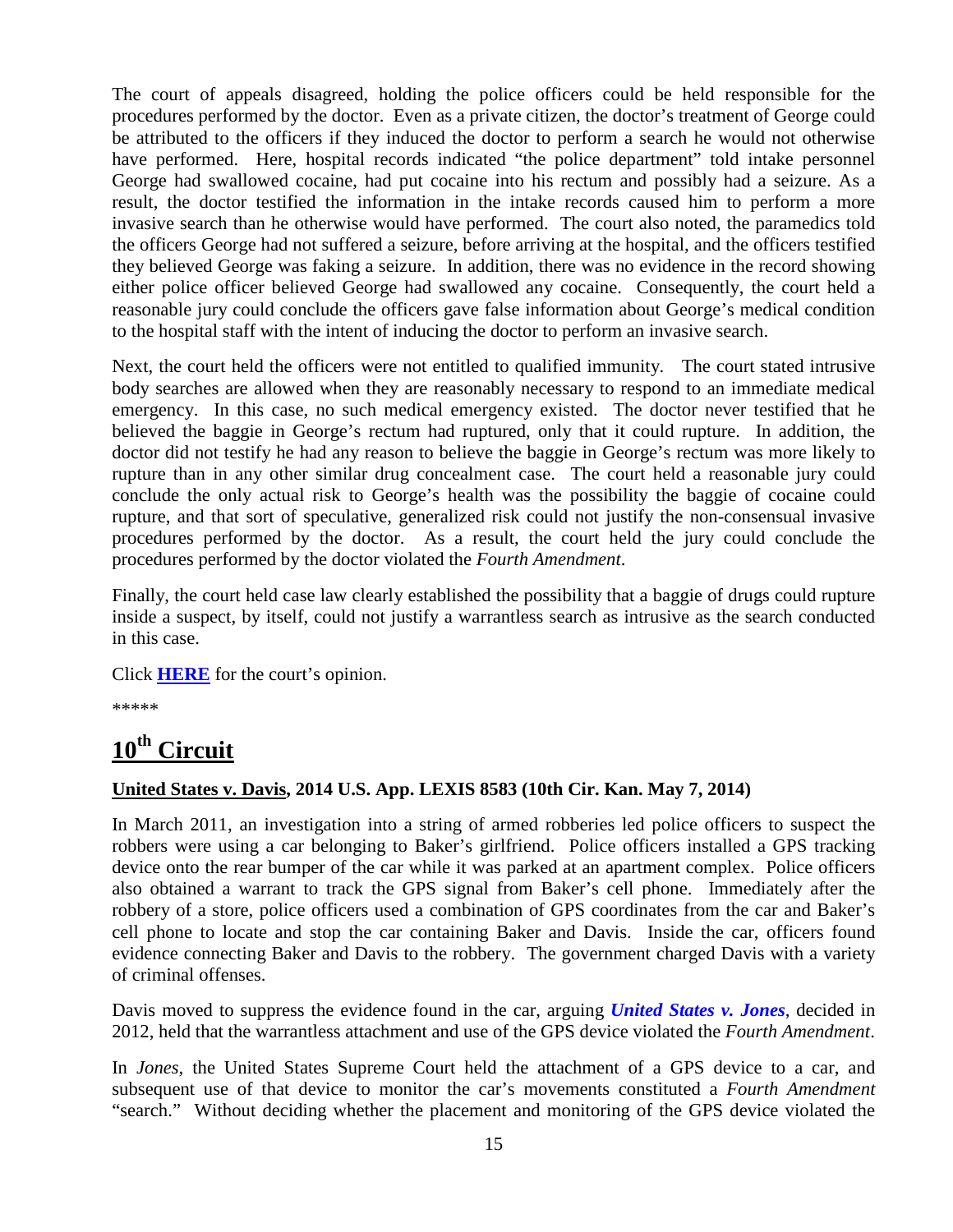The court of appeals disagreed, holding the police officers could be held responsible for the procedures performed by the doctor. Even as a private citizen, the doctor's treatment of George could be attributed to the officers if they induced the doctor to perform a search he would not otherwise have performed. Here, hospital records indicated "the police department" told intake personnel George had swallowed cocaine, had put cocaine into his rectum and possibly had a seizure. As a result, the doctor testified the information in the intake records caused him to perform a more invasive search than he otherwise would have performed. The court also noted, the paramedics told the officers George had not suffered a seizure, before arriving at the hospital, and the officers testified they believed George was faking a seizure. In addition, there was no evidence in the record showing either police officer believed George had swallowed any cocaine. Consequently, the court held a reasonable jury could conclude the officers gave false information about George's medical condition to the hospital staff with the intent of inducing the doctor to perform an invasive search.

Next, the court held the officers were not entitled to qualified immunity. The court stated intrusive body searches are allowed when they are reasonably necessary to respond to an immediate medical emergency. In this case, no such medical emergency existed. The doctor never testified that he believed the baggie in George's rectum had ruptured, only that it could rupture. In addition, the doctor did not testify he had any reason to believe the baggie in George's rectum was more likely to rupture than in any other similar drug concealment case. The court held a reasonable jury could conclude the only actual risk to George's health was the possibility the baggie of cocaine could rupture, and that sort of speculative, generalized risk could not justify the non-consensual invasive procedures performed by the doctor. As a result, the court held the jury could conclude the procedures performed by the doctor violated the *Fourth Amendment*.

Finally, the court held case law clearly established the possibility that a baggie of drugs could rupture inside a suspect, by itself, could not justify a warrantless search as intrusive as the search conducted in this case.

Click **HERE** for the court's opinion.

*****

## 10th Circuit

**United States v. Davis, 2014 U.S. App. LEXIS 8583 (10th Cir. Kan. May 7, 2014)**

In March 2011, an investigation into a string of armed robberies led police officers to suspect the robbers were using a car belonging to Baker's girlfriend. Police officers installed a GPS tracking device onto the rear bumper of the car while it was parked at an apartment complex. Police officers also obtained a warrant to track the GPS signal from Baker's cell phone. Immediately after the robbery of a store, police officers used a combination of GPS coordinates from the car and Baker's cell phone to locate and stop the car containing Baker and Davis. Inside the car, officers found evidence connecting Baker and Davis to the robbery. The government charged Davis with a variety of criminal offenses.

Davis moved to suppress the evidence found in the car, arguing ***United States v. Jones***, decided in 2012, held that the warrantless attachment and use of the GPS device violated the *Fourth Amendment*.

In *Jones*, the United States Supreme Court held the attachment of a GPS device to a car, and subsequent use of that device to monitor the car's movements constituted a *Fourth Amendment* "search." Without deciding whether the placement and monitoring of the GPS device violated the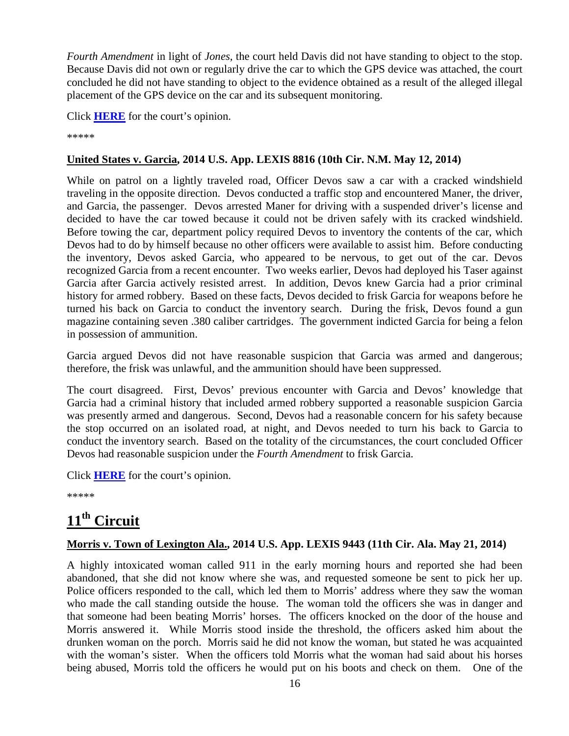*Fourth Amendment* in light of *Jones*, the court held Davis did not have standing to object to the stop. Because Davis did not own or regularly drive the car to which the GPS device was attached, the court concluded he did not have standing to object to the evidence obtained as a result of the alleged illegal placement of the GPS device on the car and its subsequent monitoring.

Click **HERE** for the court's opinion.

*****

**United States v. Garcia, 2014 U.S. App. LEXIS 8816 (10th Cir. N.M. May 12, 2014)**

While on patrol on a lightly traveled road, Officer Devos saw a car with a cracked windshield traveling in the opposite direction. Devos conducted a traffic stop and encountered Maner, the driver, and Garcia, the passenger. Devos arrested Maner for driving with a suspended driver's license and decided to have the car towed because it could not be driven safely with its cracked windshield. Before towing the car, department policy required Devos to inventory the contents of the car, which Devos had to do by himself because no other officers were available to assist him. Before conducting the inventory, Devos asked Garcia, who appeared to be nervous, to get out of the car. Devos recognized Garcia from a recent encounter. Two weeks earlier, Devos had deployed his Taser against Garcia after Garcia actively resisted arrest. In addition, Devos knew Garcia had a prior criminal history for armed robbery. Based on these facts, Devos decided to frisk Garcia for weapons before he turned his back on Garcia to conduct the inventory search. During the frisk, Devos found a gun magazine containing seven .380 caliber cartridges. The government indicted Garcia for being a felon in possession of ammunition.

Garcia argued Devos did not have reasonable suspicion that Garcia was armed and dangerous; therefore, the frisk was unlawful, and the ammunition should have been suppressed.

The court disagreed. First, Devos' previous encounter with Garcia and Devos' knowledge that Garcia had a criminal history that included armed robbery supported a reasonable suspicion Garcia was presently armed and dangerous. Second, Devos had a reasonable concern for his safety because the stop occurred on an isolated road, at night, and Devos needed to turn his back to Garcia to conduct the inventory search. Based on the totality of the circumstances, the court concluded Officer Devos had reasonable suspicion under the *Fourth Amendment* to frisk Garcia.

Click **HERE** for the court's opinion.

*****

# 11th Circuit

**Morris v. Town of Lexington Ala., 2014 U.S. App. LEXIS 9443 (11th Cir. Ala. May 21, 2014)**

A highly intoxicated woman called 911 in the early morning hours and reported she had been abandoned, that she did not know where she was, and requested someone be sent to pick her up. Police officers responded to the call, which led them to Morris' address where they saw the woman who made the call standing outside the house. The woman told the officers she was in danger and that someone had been beating Morris' horses. The officers knocked on the door of the house and Morris answered it. While Morris stood inside the threshold, the officers asked him about the drunken woman on the porch. Morris said he did not know the woman, but stated he was acquainted with the woman's sister. When the officers told Morris what the woman had said about his horses being abused, Morris told the officers he would put on his boots and check on them. One of the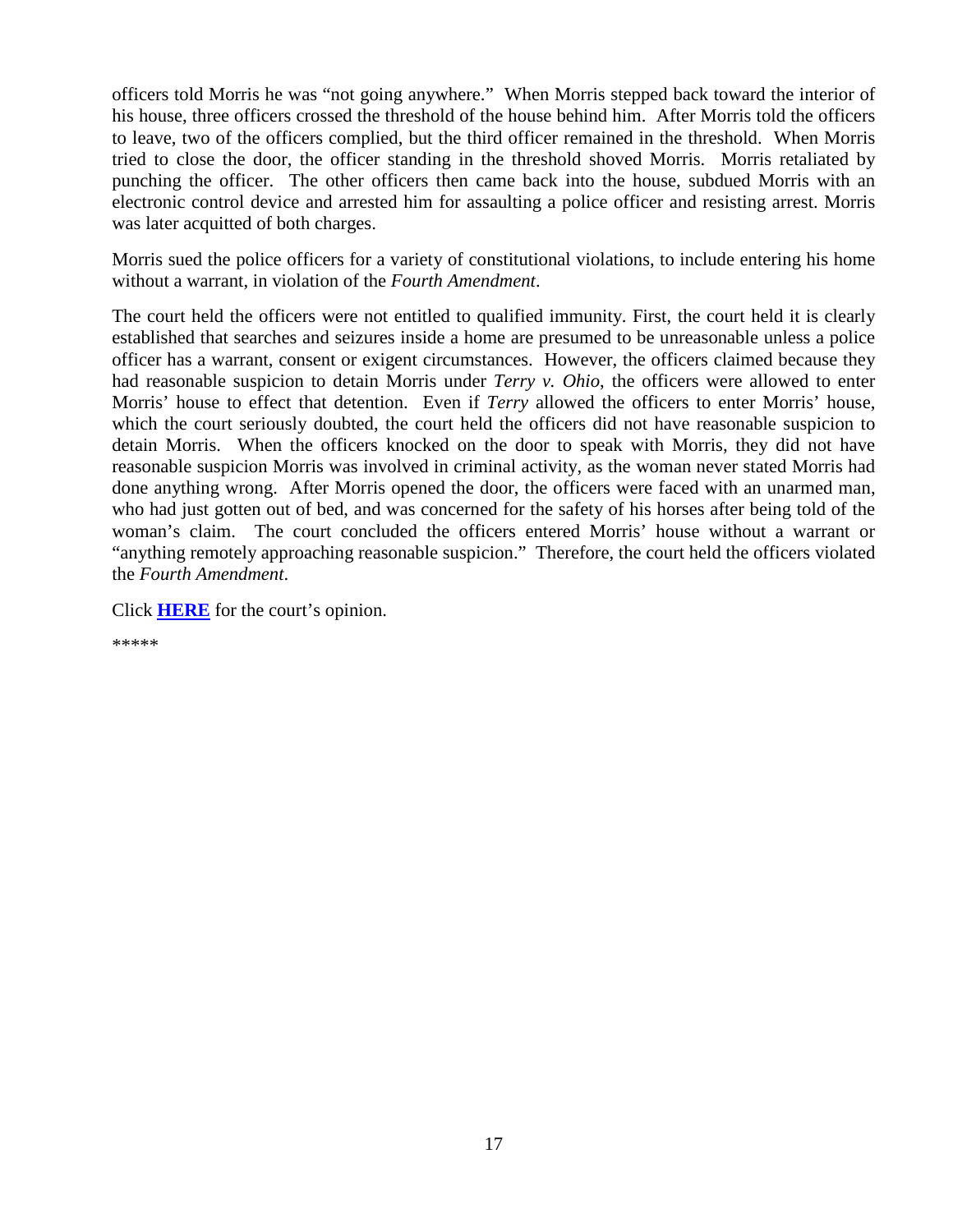officers told Morris he was "not going anywhere." When Morris stepped back toward the interior of his house, three officers crossed the threshold of the house behind him. After Morris told the officers to leave, two of the officers complied, but the third officer remained in the threshold. When Morris tried to close the door, the officer standing in the threshold shoved Morris. Morris retaliated by punching the officer. The other officers then came back into the house, subdued Morris with an electronic control device and arrested him for assaulting a police officer and resisting arrest. Morris was later acquitted of both charges.

Morris sued the police officers for a variety of constitutional violations, to include entering his home without a warrant, in violation of the *Fourth Amendment*.

The court held the officers were not entitled to qualified immunity. First, the court held it is clearly established that searches and seizures inside a home are presumed to be unreasonable unless a police officer has a warrant, consent or exigent circumstances. However, the officers claimed because they had reasonable suspicion to detain Morris under *Terry v. Ohio*, the officers were allowed to enter Morris' house to effect that detention. Even if *Terry* allowed the officers to enter Morris' house, which the court seriously doubted, the court held the officers did not have reasonable suspicion to detain Morris. When the officers knocked on the door to speak with Morris, they did not have reasonable suspicion Morris was involved in criminal activity, as the woman never stated Morris had done anything wrong. After Morris opened the door, the officers were faced with an unarmed man, who had just gotten out of bed, and was concerned for the safety of his horses after being told of the woman's claim. The court concluded the officers entered Morris' house without a warrant or "anything remotely approaching reasonable suspicion." Therefore, the court held the officers violated the *Fourth Amendment*.

Click **HERE** for the court's opinion.

\*\*\*\*\*